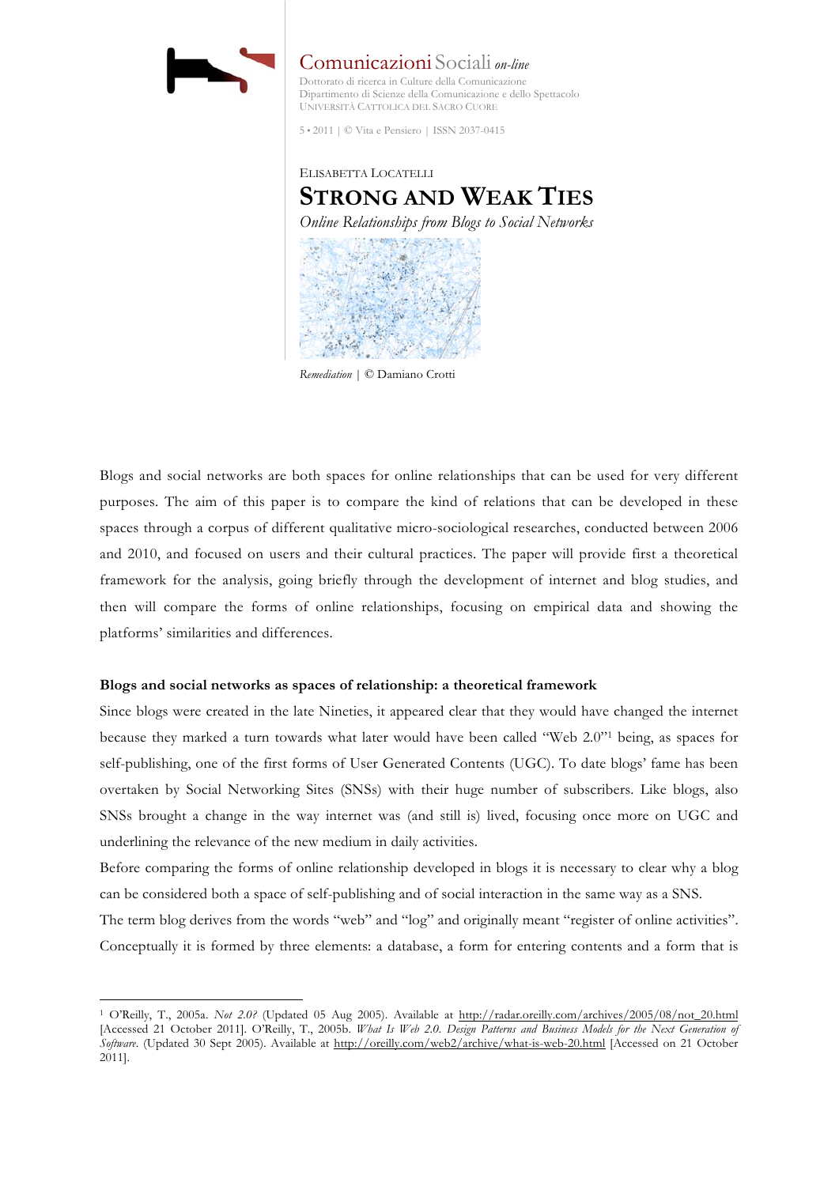Comunicazioni Sociali *on-line*
Dottorato di ricerca in Culture della Comunicazione
Dipartimento di Scienze della Comunicazione e dello Spettacolo
UNIVERSITÀ CATTOLICA DEL SACRO CUORE

5 • 2011 | © Vita e Pensiero | ISSN 2037-0415

ELISABETTA LOCATELLI

# STRONG AND WEAK TIES

*Online Relationships from Blogs to Social Networks*

*Remediation* | © Damiano Crotti

Blogs and social networks are both spaces for online relationships that can be used for very different purposes. The aim of this paper is to compare the kind of relations that can be developed in these spaces through a corpus of different qualitative micro-sociological researches, conducted between 2006 and 2010, and focused on users and their cultural practices. The paper will provide first a theoretical framework for the analysis, going briefly through the development of internet and blog studies, and then will compare the forms of online relationships, focusing on empirical data and showing the platforms' similarities and differences.

**Blogs and social networks as spaces of relationship: a theoretical framework**

Since blogs were created in the late Nineties, it appeared clear that they would have changed the internet because they marked a turn towards what later would have been called "Web 2.0"[1] being, as spaces for self-publishing, one of the first forms of User Generated Contents (UGC). To date blogs' fame has been overtaken by Social Networking Sites (SNSs) with their huge number of subscribers. Like blogs, also SNSs brought a change in the way internet was (and still is) lived, focusing once more on UGC and underlining the relevance of the new medium in daily activities.

Before comparing the forms of online relationship developed in blogs it is necessary to clear why a blog can be considered both a space of self-publishing and of social interaction in the same way as a SNS.

The term blog derives from the words "web" and "log" and originally meant "register of online activities". Conceptually it is formed by three elements: a database, a form for entering contents and a form that is

---

[1] O'Reilly, T., 2005a. *Not 2.0?* (Updated 05 Aug 2005). Available at http://radar.oreilly.com/archives/2005/08/not_20.html [Accessed 21 October 2011]. O'Reilly, T., 2005b. *What Is Web 2.0. Design Patterns and Business Models for the Next Generation of Software*. (Updated 30 Sept 2005). Available at http://oreilly.com/web2/archive/what-is-web-20.html [Accessed on 21 October 2011].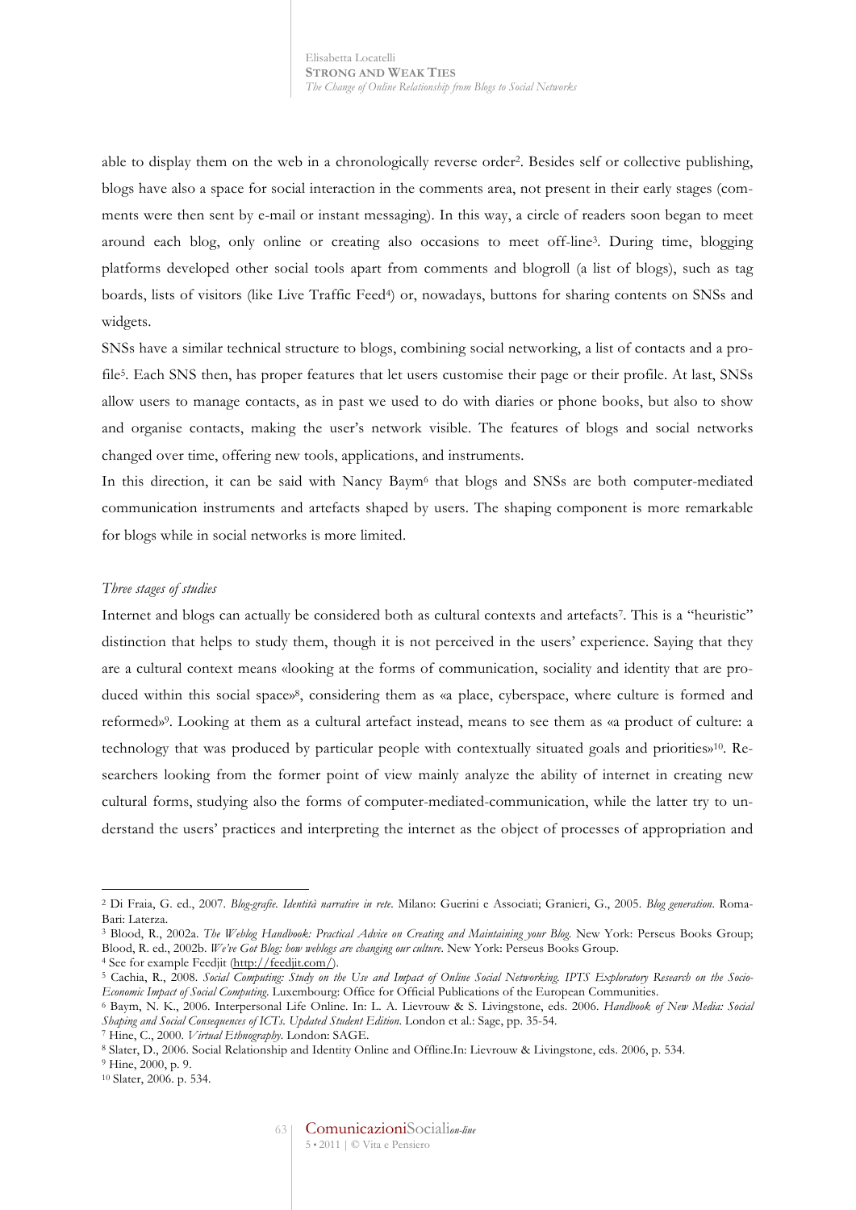able to display them on the web in a chronologically reverse order[2]. Besides self or collective publishing, blogs have also a space for social interaction in the comments area, not present in their early stages (comments were then sent by e-mail or instant messaging). In this way, a circle of readers soon began to meet around each blog, only online or creating also occasions to meet off-line[3]. During time, blogging platforms developed other social tools apart from comments and blogroll (a list of blogs), such as tag boards, lists of visitors (like Live Traffic Feed[4]) or, nowadays, buttons for sharing contents on SNSs and widgets.

SNSs have a similar technical structure to blogs, combining social networking, a list of contacts and a profile[5]. Each SNS then, has proper features that let users customise their page or their profile. At last, SNSs allow users to manage contacts, as in past we used to do with diaries or phone books, but also to show and organise contacts, making the user's network visible. The features of blogs and social networks changed over time, offering new tools, applications, and instruments.

In this direction, it can be said with Nancy Baym[6] that blogs and SNSs are both computer-mediated communication instruments and artefacts shaped by users. The shaping component is more remarkable for blogs while in social networks is more limited.

*Three stages of studies*

Internet and blogs can actually be considered both as cultural contexts and artefacts[7]. This is a "heuristic" distinction that helps to study them, though it is not perceived in the users' experience. Saying that they are a cultural context means «looking at the forms of communication, sociality and identity that are produced within this social space»[8], considering them as «a place, cyberspace, where culture is formed and reformed»[9]. Looking at them as a cultural artefact instead, means to see them as «a product of culture: a technology that was produced by particular people with contextually situated goals and priorities»[10]. Researchers looking from the former point of view mainly analyze the ability of internet in creating new cultural forms, studying also the forms of computer-mediated-communication, while the latter try to understand the users' practices and interpreting the internet as the object of processes of appropriation and

---

[2] Di Fraia, G. ed., 2007. *Blog-grafie. Identità narrative in rete*. Milano: Guerini e Associati; Granieri, G., 2005. *Blog generation*. Roma-Bari: Laterza.

[3] Blood, R., 2002a. *The Weblog Handbook: Practical Advice on Creating and Maintaining your Blog.* New York: Perseus Books Group; Blood, R. ed., 2002b. *We've Got Blog: how weblogs are changing our culture*. New York: Perseus Books Group.

[4] See for example Feedjit (http://feedjit.com/).

[5] Cachia, R., 2008. *Social Computing: Study on the Use and Impact of Online Social Networking. IPTS Exploratory Research on the Socio-Economic Impact of Social Computing*. Luxembourg: Office for Official Publications of the European Communities.

[6] Baym, N. K., 2006. Interpersonal Life Online. In: L. A. Lievrouw & S. Livingstone, eds. 2006. *Handbook of New Media: Social Shaping and Social Consequences of ICTs. Updated Student Edition*. London et al.: Sage, pp. 35-54.

[7] Hine, C., 2000. *Virtual Ethnography*. London: SAGE.

[8] Slater, D., 2006. Social Relationship and Identity Online and Offline.In: Lievrouw & Livingstone, eds. 2006, p. 534.

[9] Hine, 2000, p. 9.

[10] Slater, 2006. p. 534.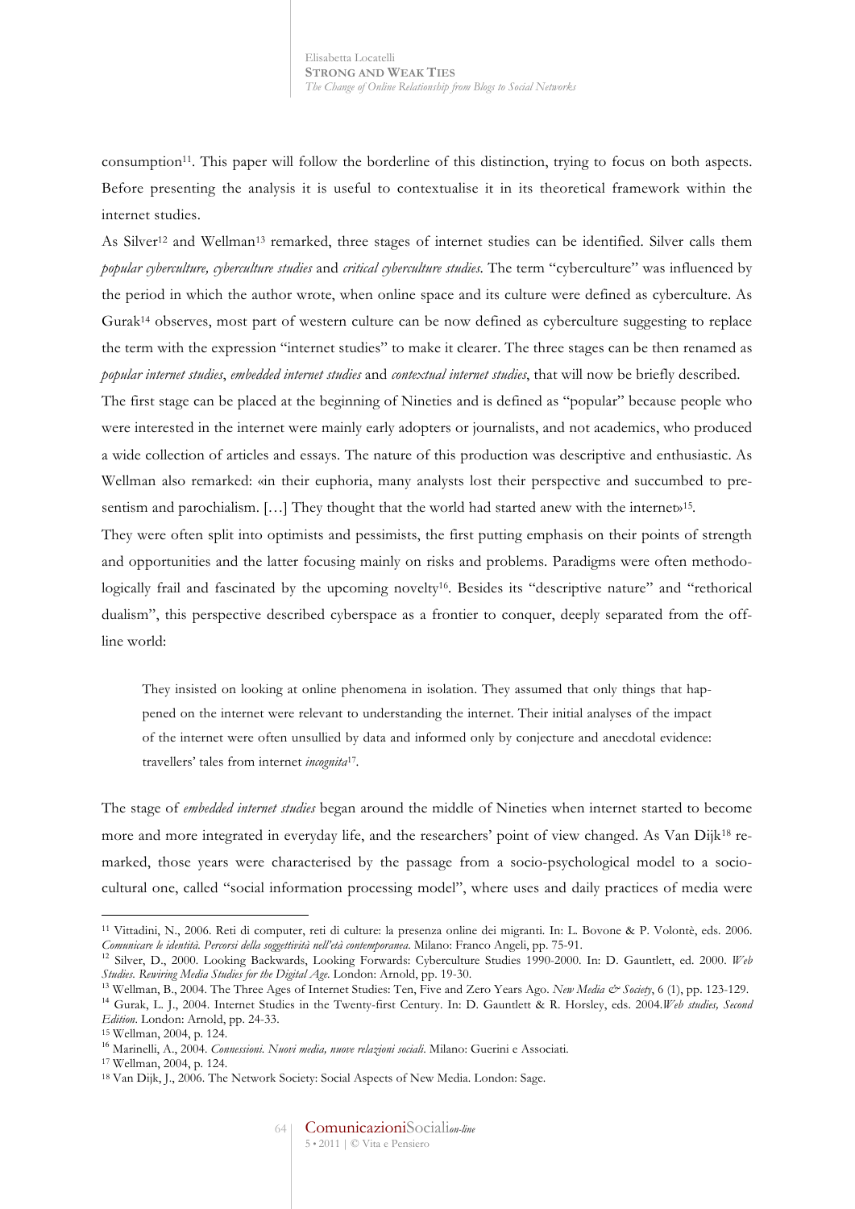consumption[11]. This paper will follow the borderline of this distinction, trying to focus on both aspects. Before presenting the analysis it is useful to contextualise it in its theoretical framework within the internet studies.

As Silver[12] and Wellman[13] remarked, three stages of internet studies can be identified. Silver calls them *popular cyberculture, cyberculture studies* and *critical cyberculture studies*. The term "cyberculture" was influenced by the period in which the author wrote, when online space and its culture were defined as cyberculture. As Gurak[14] observes, most part of western culture can be now defined as cyberculture suggesting to replace the term with the expression "internet studies" to make it clearer. The three stages can be then renamed as *popular internet studies*, *embedded internet studies* and *contextual internet studies*, that will now be briefly described.

The first stage can be placed at the beginning of Nineties and is defined as "popular" because people who were interested in the internet were mainly early adopters or journalists, and not academics, who produced a wide collection of articles and essays. The nature of this production was descriptive and enthusiastic. As Wellman also remarked: «in their euphoria, many analysts lost their perspective and succumbed to presentism and parochialism. […] They thought that the world had started anew with the internet»[15].

They were often split into optimists and pessimists, the first putting emphasis on their points of strength and opportunities and the latter focusing mainly on risks and problems. Paradigms were often methodologically frail and fascinated by the upcoming novelty[16]. Besides its "descriptive nature" and "rethorical dualism", this perspective described cyberspace as a frontier to conquer, deeply separated from the offline world:

> They insisted on looking at online phenomena in isolation. They assumed that only things that happened on the internet were relevant to understanding the internet. Their initial analyses of the impact of the internet were often unsullied by data and informed only by conjecture and anecdotal evidence: travellers' tales from internet *incognita*[17].

The stage of *embedded internet studies* began around the middle of Nineties when internet started to become more and more integrated in everyday life, and the researchers' point of view changed. As Van Dijk[18] remarked, those years were characterised by the passage from a socio-psychological model to a socio-cultural one, called "social information processing model", where uses and daily practices of media were

---

[11] Vittadini, N., 2006. Reti di computer, reti di culture: la presenza online dei migranti. In: L. Bovone & P. Volontè, eds. 2006. *Comunicare le identità. Percorsi della soggettività nell'età contemporanea*. Milano: Franco Angeli, pp. 75-91.

[12] Silver, D., 2000. Looking Backwards, Looking Forwards: Cyberculture Studies 1990-2000. In: D. Gauntlett, ed. 2000. *Web Studies. Rewiring Media Studies for the Digital Age*. London: Arnold, pp. 19-30.

[13] Wellman, B., 2004. The Three Ages of Internet Studies: Ten, Five and Zero Years Ago. *New Media & Society*, 6 (1), pp. 123-129.

[14] Gurak, L. J., 2004. Internet Studies in the Twenty-first Century. In: D. Gauntlett & R. Horsley, eds. 2004.*Web studies, Second Edition*. London: Arnold, pp. 24-33.

[15] Wellman, 2004, p. 124.

[16] Marinelli, A., 2004. *Connessioni. Nuovi media, nuove relazioni sociali*. Milano: Guerini e Associati.

[17] Wellman, 2004, p. 124.

[18] Van Dijk, J., 2006. The Network Society: Social Aspects of New Media. London: Sage.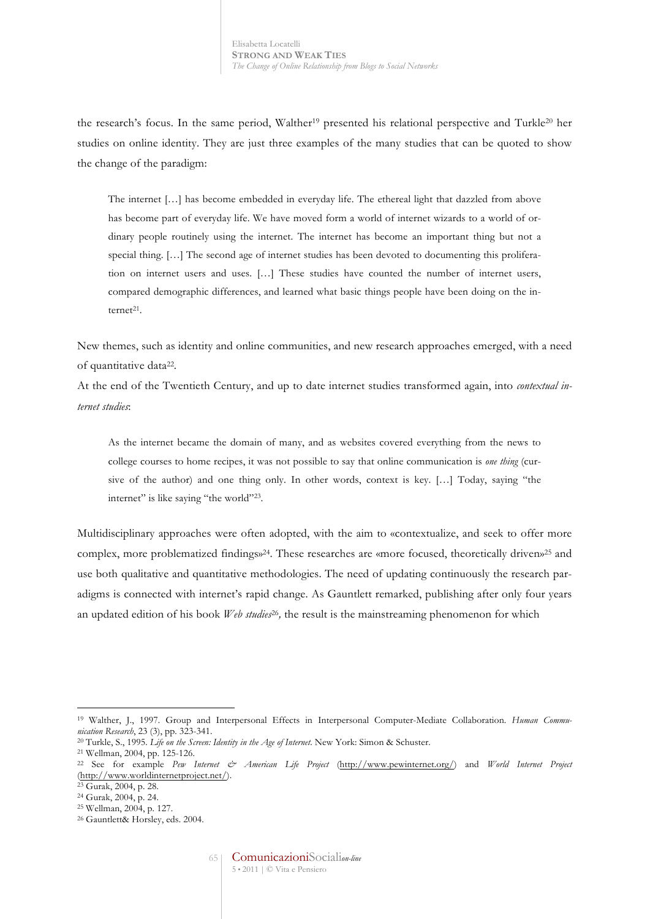the research's focus. In the same period, Walther[19] presented his relational perspective and Turkle[20] her studies on online identity. They are just three examples of the many studies that can be quoted to show the change of the paradigm:

> The internet […] has become embedded in everyday life. The ethereal light that dazzled from above has become part of everyday life. We have moved form a world of internet wizards to a world of ordinary people routinely using the internet. The internet has become an important thing but not a special thing. […] The second age of internet studies has been devoted to documenting this proliferation on internet users and uses. […] These studies have counted the number of internet users, compared demographic differences, and learned what basic things people have been doing on the internet[21].

New themes, such as identity and online communities, and new research approaches emerged, with a need of quantitative data[22].

At the end of the Twentieth Century, and up to date internet studies transformed again, into *contextual internet studies*:

> As the internet became the domain of many, and as websites covered everything from the news to college courses to home recipes, it was not possible to say that online communication is *one thing* (cursive of the author) and one thing only. In other words, context is key. […] Today, saying "the internet" is like saying "the world"[23].

Multidisciplinary approaches were often adopted, with the aim to «contextualize, and seek to offer more complex, more problematized findings»[24]. These researches are «more focused, theoretically driven»[25] and use both qualitative and quantitative methodologies. The need of updating continuously the research paradigms is connected with internet's rapid change. As Gauntlett remarked, publishing after only four years an updated edition of his book *Web studies*[26], the result is the mainstreaming phenomenon for which

---

[19] Walther, J., 1997. Group and Interpersonal Effects in Interpersonal Computer-Mediate Collaboration. *Human Communication Research*, 23 (3), pp. 323-341.

[20] Turkle, S., 1995. *Life on the Screen: Identity in the Age of Internet*. New York: Simon & Schuster.

[21] Wellman, 2004, pp. 125-126.

[22] See for example *Pew Internet & American Life Project* (http://www.pewinternet.org/) and *World Internet Project* (http://www.worldinternetproject.net/).

[23] Gurak, 2004, p. 28.

[24] Gurak, 2004, p. 24.

[25] Wellman, 2004, p. 127.

[26] Gauntlett& Horsley, eds. 2004.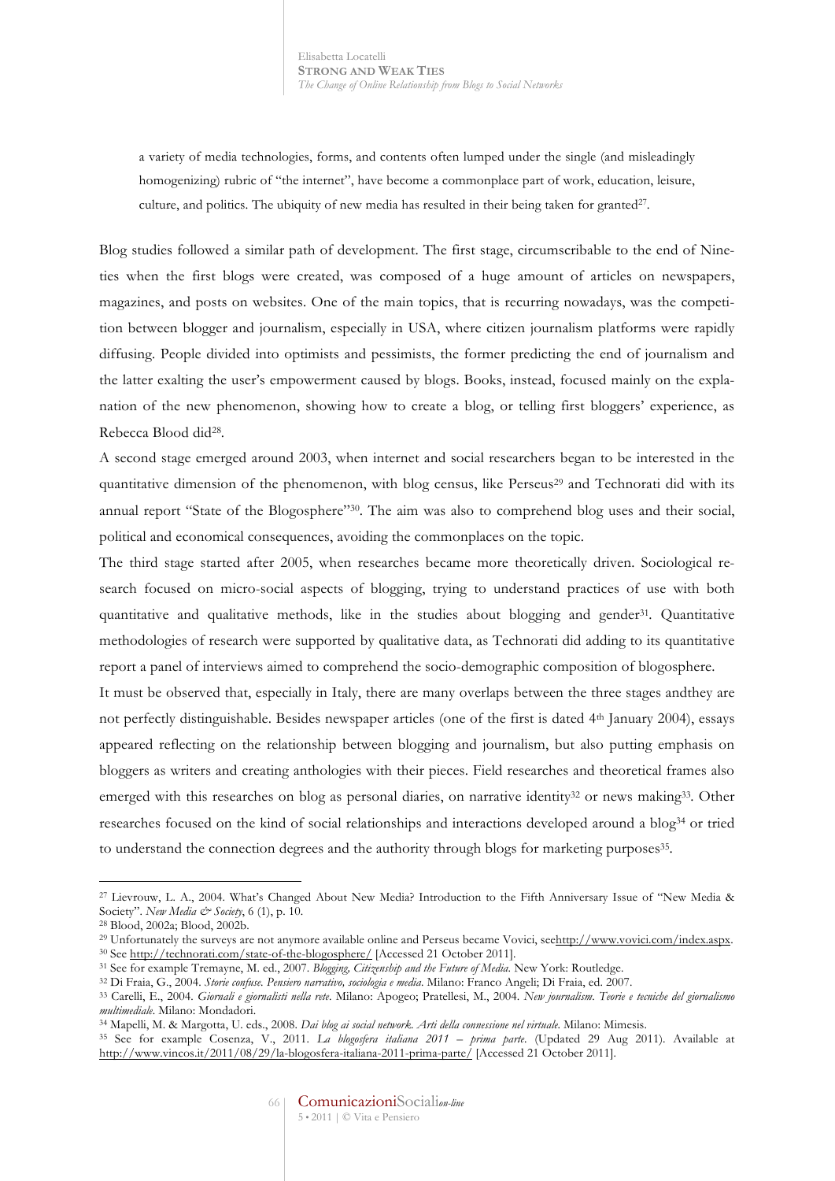a variety of media technologies, forms, and contents often lumped under the single (and misleadingly homogenizing) rubric of "the internet", have become a commonplace part of work, education, leisure, culture, and politics. The ubiquity of new media has resulted in their being taken for granted[27].

Blog studies followed a similar path of development. The first stage, circumscribable to the end of Nineties when the first blogs were created, was composed of a huge amount of articles on newspapers, magazines, and posts on websites. One of the main topics, that is recurring nowadays, was the competition between blogger and journalism, especially in USA, where citizen journalism platforms were rapidly diffusing. People divided into optimists and pessimists, the former predicting the end of journalism and the latter exalting the user's empowerment caused by blogs. Books, instead, focused mainly on the explanation of the new phenomenon, showing how to create a blog, or telling first bloggers' experience, as Rebecca Blood did[28].

A second stage emerged around 2003, when internet and social researchers began to be interested in the quantitative dimension of the phenomenon, with blog census, like Perseus[29] and Technorati did with its annual report "State of the Blogosphere"[30]. The aim was also to comprehend blog uses and their social, political and economical consequences, avoiding the commonplaces on the topic.

The third stage started after 2005, when researches became more theoretically driven. Sociological research focused on micro-social aspects of blogging, trying to understand practices of use with both quantitative and qualitative methods, like in the studies about blogging and gender[31]. Quantitative methodologies of research were supported by qualitative data, as Technorati did adding to its quantitative report a panel of interviews aimed to comprehend the socio-demographic composition of blogosphere.

It must be observed that, especially in Italy, there are many overlaps between the three stages andthey are not perfectly distinguishable. Besides newspaper articles (one of the first is dated 4th January 2004), essays appeared reflecting on the relationship between blogging and journalism, but also putting emphasis on bloggers as writers and creating anthologies with their pieces. Field researches and theoretical frames also emerged with this researches on blog as personal diaries, on narrative identity[32] or news making[33]. Other researches focused on the kind of social relationships and interactions developed around a blog[34] or tried to understand the connection degrees and the authority through blogs for marketing purposes[35].

---

[27] Lievrouw, L. A., 2004. What's Changed About New Media? Introduction to the Fifth Anniversary Issue of "New Media & Society". *New Media & Society*, 6 (1), p. 10.

[28] Blood, 2002a; Blood, 2002b.

[29] Unfortunately the surveys are not anymore available online and Perseus became Vovici, seehttp://www.vovici.com/index.aspx.

[30] See http://technorati.com/state-of-the-blogosphere/ [Accessed 21 October 2011].

[31] See for example Tremayne, M. ed., 2007. *Blogging, Citizenship and the Future of Media*. New York: Routledge.

[32] Di Fraia, G., 2004. *Storie confuse. Pensiero narrativo, sociologia e media*. Milano: Franco Angeli; Di Fraia, ed. 2007.

[33] Carelli, E., 2004. *Giornali e giornalisti nella rete*. Milano: Apogeo; Pratellesi, M., 2004. *New journalism. Teorie e tecniche del giornalismo multimediale*. Milano: Mondadori.

[34] Mapelli, M. & Margotta, U. eds., 2008. *Dai blog ai social network. Arti della connessione nel virtuale*. Milano: Mimesis.

[35] See for example Cosenza, V., 2011. *La blogosfera italiana 2011 – prima parte*. (Updated 29 Aug 2011). Available at http://www.vincos.it/2011/08/29/la-blogosfera-italiana-2011-prima-parte/ [Accessed 21 October 2011].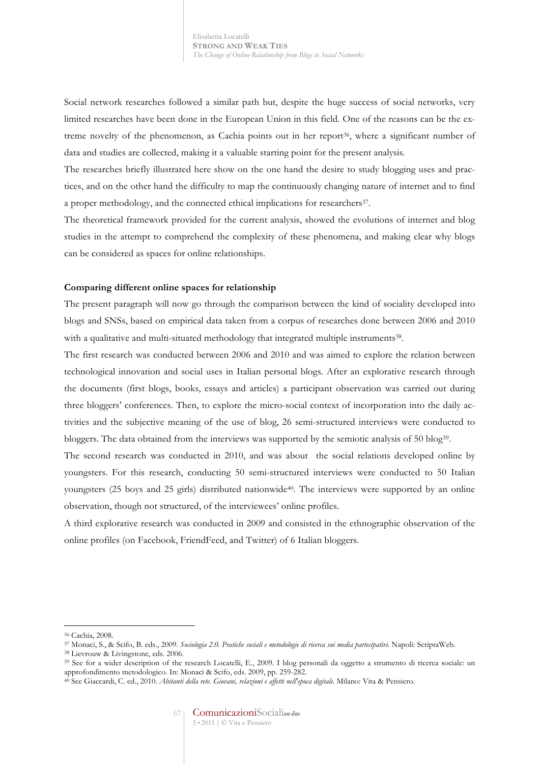Social network researches followed a similar path but, despite the huge success of social networks, very limited researches have been done in the European Union in this field. One of the reasons can be the extreme novelty of the phenomenon, as Cachia points out in her report[36], where a significant number of data and studies are collected, making it a valuable starting point for the present analysis.

The researches briefly illustrated here show on the one hand the desire to study blogging uses and practices, and on the other hand the difficulty to map the continuously changing nature of internet and to find a proper methodology, and the connected ethical implications for researchers[37].

The theoretical framework provided for the current analysis, showed the evolutions of internet and blog studies in the attempt to comprehend the complexity of these phenomena, and making clear why blogs can be considered as spaces for online relationships.

## Comparing different online spaces for relationship

The present paragraph will now go through the comparison between the kind of sociality developed into blogs and SNSs, based on empirical data taken from a corpus of researches done between 2006 and 2010 with a qualitative and multi-situated methodology that integrated multiple instruments[38].

The first research was conducted between 2006 and 2010 and was aimed to explore the relation between technological innovation and social uses in Italian personal blogs. After an explorative research through the documents (first blogs, books, essays and articles) a participant observation was carried out during three bloggers' conferences. Then, to explore the micro-social context of incorporation into the daily activities and the subjective meaning of the use of blog, 26 semi-structured interviews were conducted to bloggers. The data obtained from the interviews was supported by the semiotic analysis of 50 blog[39].

The second research was conducted in 2010, and was about the social relations developed online by youngsters. For this research, conducting 50 semi-structured interviews were conducted to 50 Italian youngsters (25 boys and 25 girls) distributed nationwide[40]. The interviews were supported by an online observation, though not structured, of the interviewees' online profiles.

A third explorative research was conducted in 2009 and consisted in the ethnographic observation of the online profiles (on Facebook, FriendFeed, and Twitter) of 6 Italian bloggers.

---

[36] Cachia, 2008.

[37] Monaci, S., & Scifo, B. eds., 2009. *Sociologia 2.0. Pratiche sociali e metodologie di ricerca sui media partecipativi.* Napoli: ScriptaWeb.

[38] Lievrouw & Livingstone, eds. 2006.

[39] See for a wider description of the research Locatelli, E., 2009. I blog personali da oggetto a strumento di ricerca sociale: un approfondimento metodologico. In: Monaci & Scifo, eds. 2009, pp. 259-282.

[40] See Giaccardi, C. ed., 2010. *Abitanti della rete. Giovani, relazioni e affetti nell'epoca digitale*. Milano: Vita & Pensiero.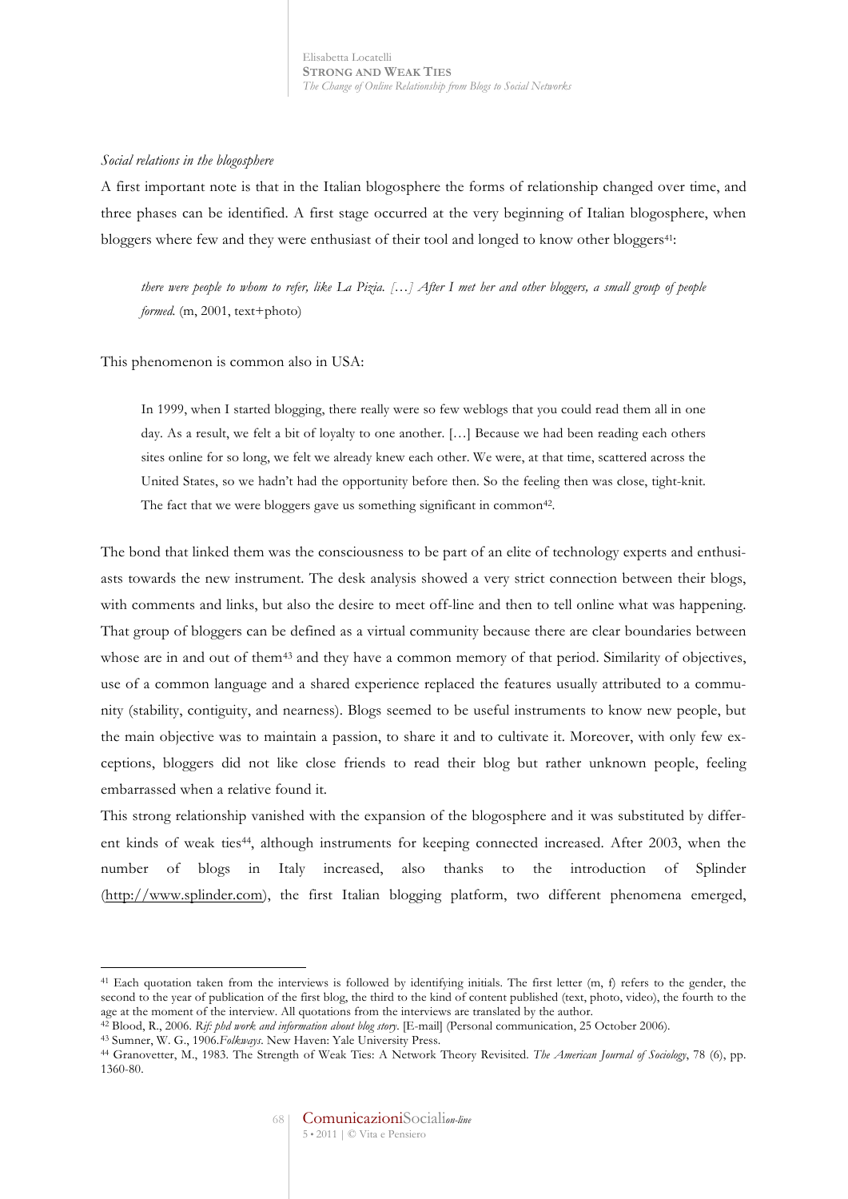*Social relations in the blogosphere*

A first important note is that in the Italian blogosphere the forms of relationship changed over time, and three phases can be identified. A first stage occurred at the very beginning of Italian blogosphere, when bloggers where few and they were enthusiast of their tool and longed to know other bloggers[41]:

> *there were people to whom to refer, like La Pizia. […] After I met her and other bloggers, a small group of people formed.* (m, 2001, text+photo)

This phenomenon is common also in USA:

> In 1999, when I started blogging, there really were so few weblogs that you could read them all in one day. As a result, we felt a bit of loyalty to one another. […] Because we had been reading each others sites online for so long, we felt we already knew each other. We were, at that time, scattered across the United States, so we hadn't had the opportunity before then. So the feeling then was close, tight-knit. The fact that we were bloggers gave us something significant in common[42].

The bond that linked them was the consciousness to be part of an elite of technology experts and enthusiasts towards the new instrument. The desk analysis showed a very strict connection between their blogs, with comments and links, but also the desire to meet off-line and then to tell online what was happening. That group of bloggers can be defined as a virtual community because there are clear boundaries between whose are in and out of them[43] and they have a common memory of that period. Similarity of objectives, use of a common language and a shared experience replaced the features usually attributed to a community (stability, contiguity, and nearness). Blogs seemed to be useful instruments to know new people, but the main objective was to maintain a passion, to share it and to cultivate it. Moreover, with only few exceptions, bloggers did not like close friends to read their blog but rather unknown people, feeling embarrassed when a relative found it.

This strong relationship vanished with the expansion of the blogosphere and it was substituted by different kinds of weak ties[44], although instruments for keeping connected increased. After 2003, when the number of blogs in Italy increased, also thanks to the introduction of Splinder (http://www.splinder.com), the first Italian blogging platform, two different phenomena emerged,

---

[41] Each quotation taken from the interviews is followed by identifying initials. The first letter (m, f) refers to the gender, the second to the year of publication of the first blog, the third to the kind of content published (text, photo, video), the fourth to the age at the moment of the interview. All quotations from the interviews are translated by the author.

[42] Blood, R., 2006. *Rif: phd work and information about blog story*. [E-mail] (Personal communication, 25 October 2006).

[43] Sumner, W. G., 1906.*Folkways*. New Haven: Yale University Press.

[44] Granovetter, M., 1983. The Strength of Weak Ties: A Network Theory Revisited. *The American Journal of Sociology*, 78 (6), pp. 1360-80.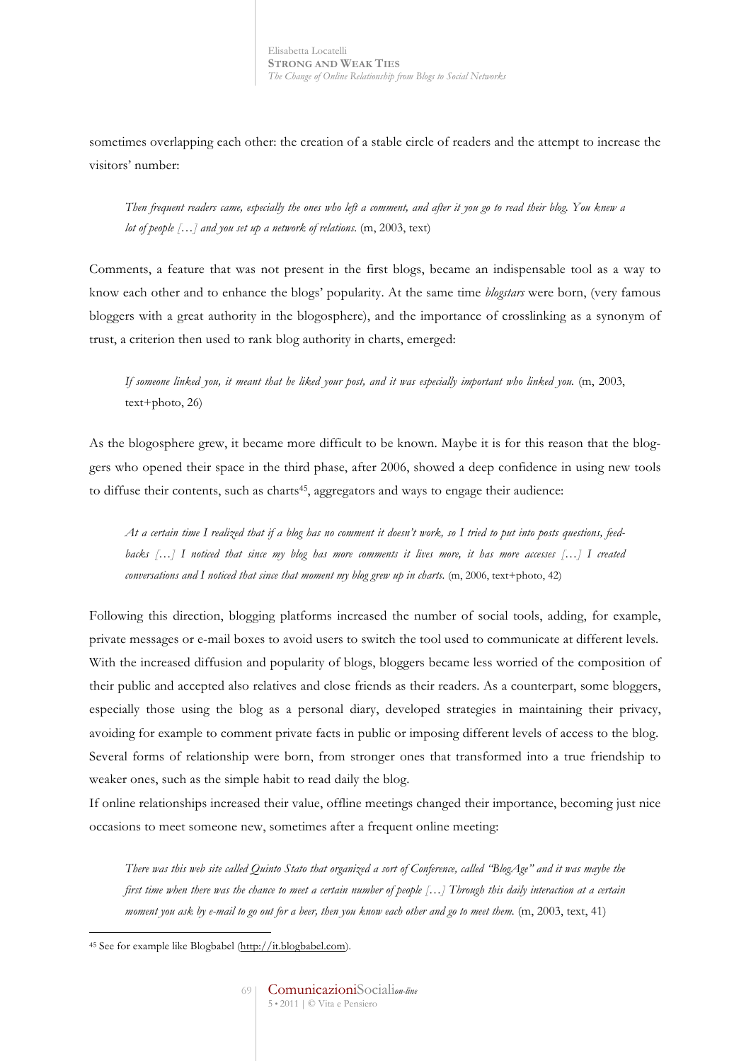sometimes overlapping each other: the creation of a stable circle of readers and the attempt to increase the visitors' number:

> *Then frequent readers came, especially the ones who left a comment, and after it you go to read their blog. You knew a lot of people […] and you set up a network of relations.* (m, 2003, text)

Comments, a feature that was not present in the first blogs, became an indispensable tool as a way to know each other and to enhance the blogs' popularity. At the same time *blogstars* were born, (very famous bloggers with a great authority in the blogosphere), and the importance of crosslinking as a synonym of trust, a criterion then used to rank blog authority in charts, emerged:

> *If someone linked you, it meant that he liked your post, and it was especially important who linked you.* (m, 2003, text+photo, 26)

As the blogosphere grew, it became more difficult to be known. Maybe it is for this reason that the bloggers who opened their space in the third phase, after 2006, showed a deep confidence in using new tools to diffuse their contents, such as charts[45], aggregators and ways to engage their audience:

> *At a certain time I realized that if a blog has no comment it doesn't work, so I tried to put into posts questions, feedbacks […] I noticed that since my blog has more comments it lives more, it has more accesses […] I created conversations and I noticed that since that moment my blog grew up in charts.* (m, 2006, text+photo, 42)

Following this direction, blogging platforms increased the number of social tools, adding, for example, private messages or e-mail boxes to avoid users to switch the tool used to communicate at different levels. With the increased diffusion and popularity of blogs, bloggers became less worried of the composition of their public and accepted also relatives and close friends as their readers. As a counterpart, some bloggers, especially those using the blog as a personal diary, developed strategies in maintaining their privacy, avoiding for example to comment private facts in public or imposing different levels of access to the blog. Several forms of relationship were born, from stronger ones that transformed into a true friendship to weaker ones, such as the simple habit to read daily the blog.

If online relationships increased their value, offline meetings changed their importance, becoming just nice occasions to meet someone new, sometimes after a frequent online meeting:

> *There was this web site called Quinto Stato that organized a sort of Conference, called "BlogAge" and it was maybe the first time when there was the chance to meet a certain number of people […] Through this daily interaction at a certain moment you ask by e-mail to go out for a beer, then you know each other and go to meet them.* (m, 2003, text, 41)

---

[45] See for example like Blogbabel (http://it.blogbabel.com).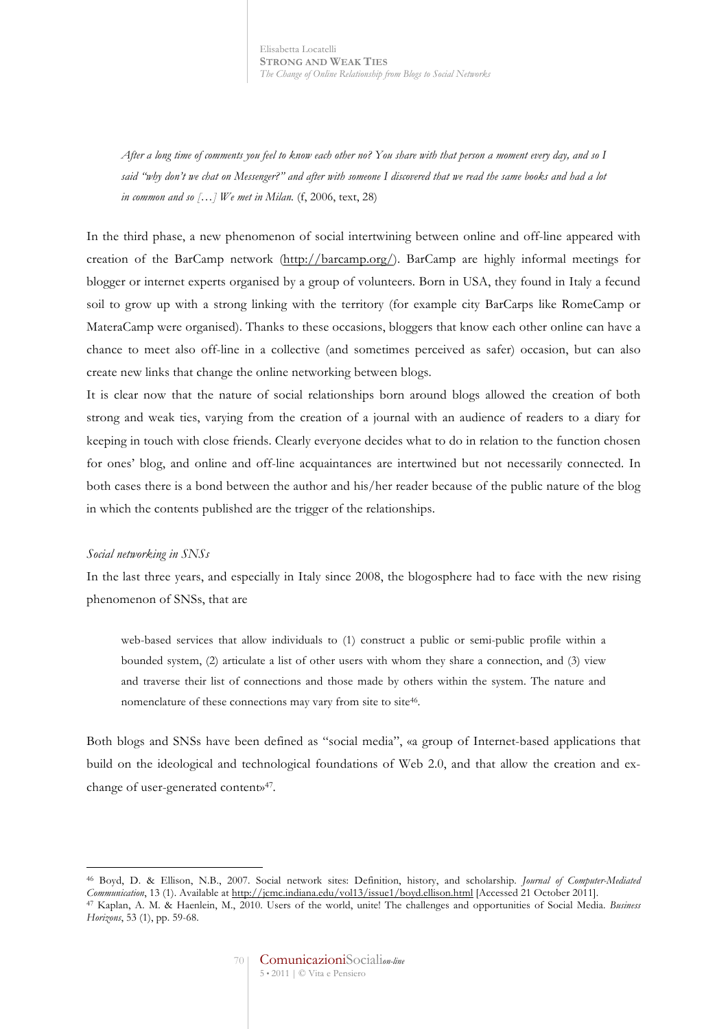*After a long time of comments you feel to know each other no? You share with that person a moment every day, and so I said "why don't we chat on Messenger?" and after with someone I discovered that we read the same books and had a lot in common and so […] We met in Milan.* (f, 2006, text, 28)

In the third phase, a new phenomenon of social intertwining between online and off-line appeared with creation of the BarCamp network (http://barcamp.org/). BarCamp are highly informal meetings for blogger or internet experts organised by a group of volunteers. Born in USA, they found in Italy a fecund soil to grow up with a strong linking with the territory (for example city BarCarps like RomeCamp or MateraCamp were organised). Thanks to these occasions, bloggers that know each other online can have a chance to meet also off-line in a collective (and sometimes perceived as safer) occasion, but can also create new links that change the online networking between blogs.

It is clear now that the nature of social relationships born around blogs allowed the creation of both strong and weak ties, varying from the creation of a journal with an audience of readers to a diary for keeping in touch with close friends. Clearly everyone decides what to do in relation to the function chosen for ones' blog, and online and off-line acquaintances are intertwined but not necessarily connected. In both cases there is a bond between the author and his/her reader because of the public nature of the blog in which the contents published are the trigger of the relationships.

*Social networking in SNSs*

In the last three years, and especially in Italy since 2008, the blogosphere had to face with the new rising phenomenon of SNSs, that are

> web-based services that allow individuals to (1) construct a public or semi-public profile within a bounded system, (2) articulate a list of other users with whom they share a connection, and (3) view and traverse their list of connections and those made by others within the system. The nature and nomenclature of these connections may vary from site to site[46].

Both blogs and SNSs have been defined as "social media", «a group of Internet-based applications that build on the ideological and technological foundations of Web 2.0, and that allow the creation and exchange of user-generated content»[47].

---

[46] Boyd, D. & Ellison, N.B., 2007. Social network sites: Definition, history, and scholarship. *Journal of Computer-Mediated Communication*, 13 (1). Available at http://jcmc.indiana.edu/vol13/issue1/boyd.ellison.html [Accessed 21 October 2011].

[47] Kaplan, A. M. & Haenlein, M., 2010. Users of the world, unite! The challenges and opportunities of Social Media. *Business Horizons*, 53 (1), pp. 59-68.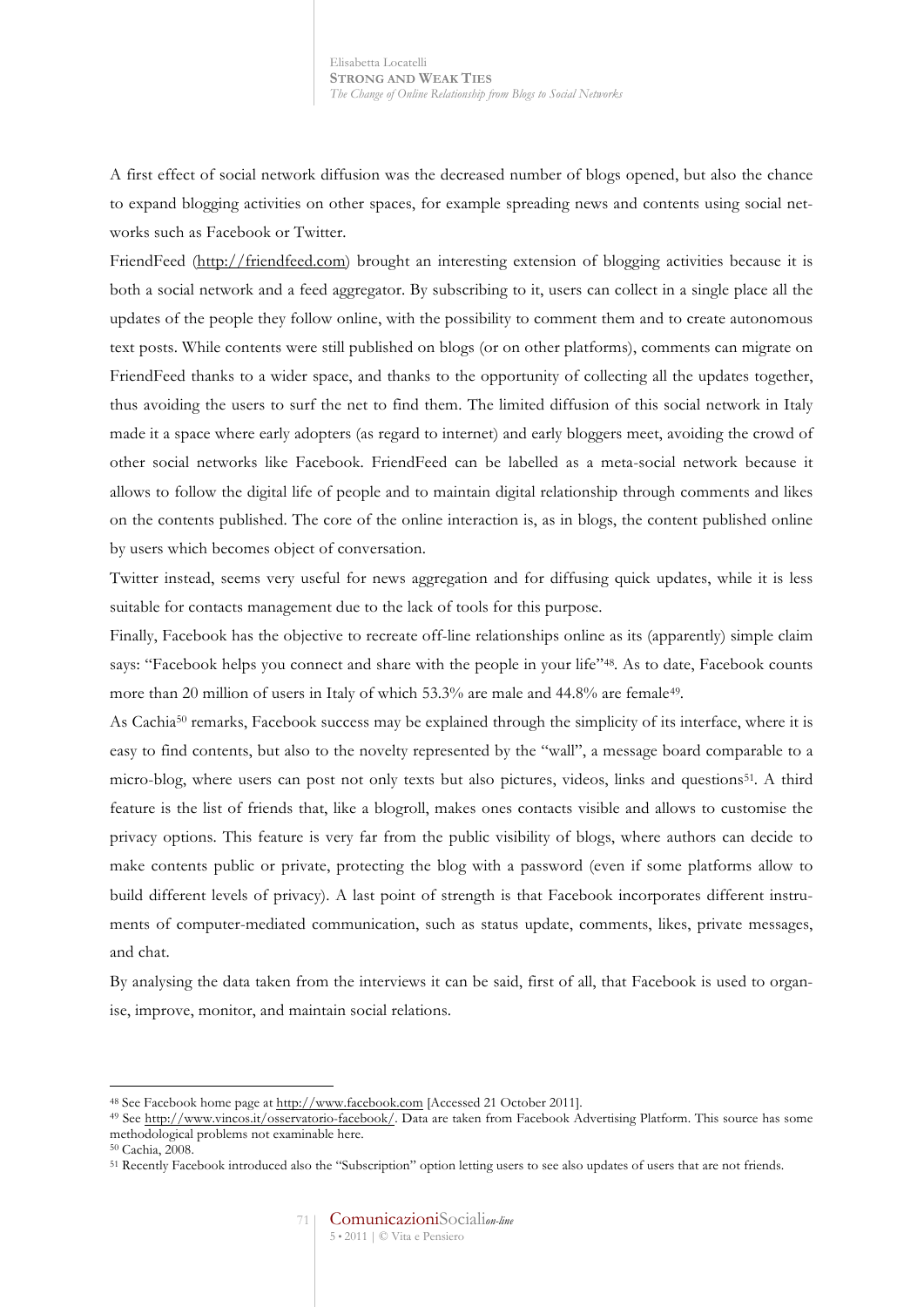A first effect of social network diffusion was the decreased number of blogs opened, but also the chance to expand blogging activities on other spaces, for example spreading news and contents using social networks such as Facebook or Twitter.

FriendFeed (http://friendfeed.com) brought an interesting extension of blogging activities because it is both a social network and a feed aggregator. By subscribing to it, users can collect in a single place all the updates of the people they follow online, with the possibility to comment them and to create autonomous text posts. While contents were still published on blogs (or on other platforms), comments can migrate on FriendFeed thanks to a wider space, and thanks to the opportunity of collecting all the updates together, thus avoiding the users to surf the net to find them. The limited diffusion of this social network in Italy made it a space where early adopters (as regard to internet) and early bloggers meet, avoiding the crowd of other social networks like Facebook. FriendFeed can be labelled as a meta-social network because it allows to follow the digital life of people and to maintain digital relationship through comments and likes on the contents published. The core of the online interaction is, as in blogs, the content published online by users which becomes object of conversation.

Twitter instead, seems very useful for news aggregation and for diffusing quick updates, while it is less suitable for contacts management due to the lack of tools for this purpose.

Finally, Facebook has the objective to recreate off-line relationships online as its (apparently) simple claim says: "Facebook helps you connect and share with the people in your life"[48]. As to date, Facebook counts more than 20 million of users in Italy of which 53.3% are male and 44.8% are female[49].

As Cachia[50] remarks, Facebook success may be explained through the simplicity of its interface, where it is easy to find contents, but also to the novelty represented by the "wall", a message board comparable to a micro-blog, where users can post not only texts but also pictures, videos, links and questions[51]. A third feature is the list of friends that, like a blogroll, makes ones contacts visible and allows to customise the privacy options. This feature is very far from the public visibility of blogs, where authors can decide to make contents public or private, protecting the blog with a password (even if some platforms allow to build different levels of privacy). A last point of strength is that Facebook incorporates different instruments of computer-mediated communication, such as status update, comments, likes, private messages, and chat.

By analysing the data taken from the interviews it can be said, first of all, that Facebook is used to organise, improve, monitor, and maintain social relations.

---

[48] See Facebook home page at http://www.facebook.com [Accessed 21 October 2011].

[49] See http://www.vincos.it/osservatorio-facebook/. Data are taken from Facebook Advertising Platform. This source has some methodological problems not examinable here.

[50] Cachia, 2008.

[51] Recently Facebook introduced also the "Subscription" option letting users to see also updates of users that are not friends.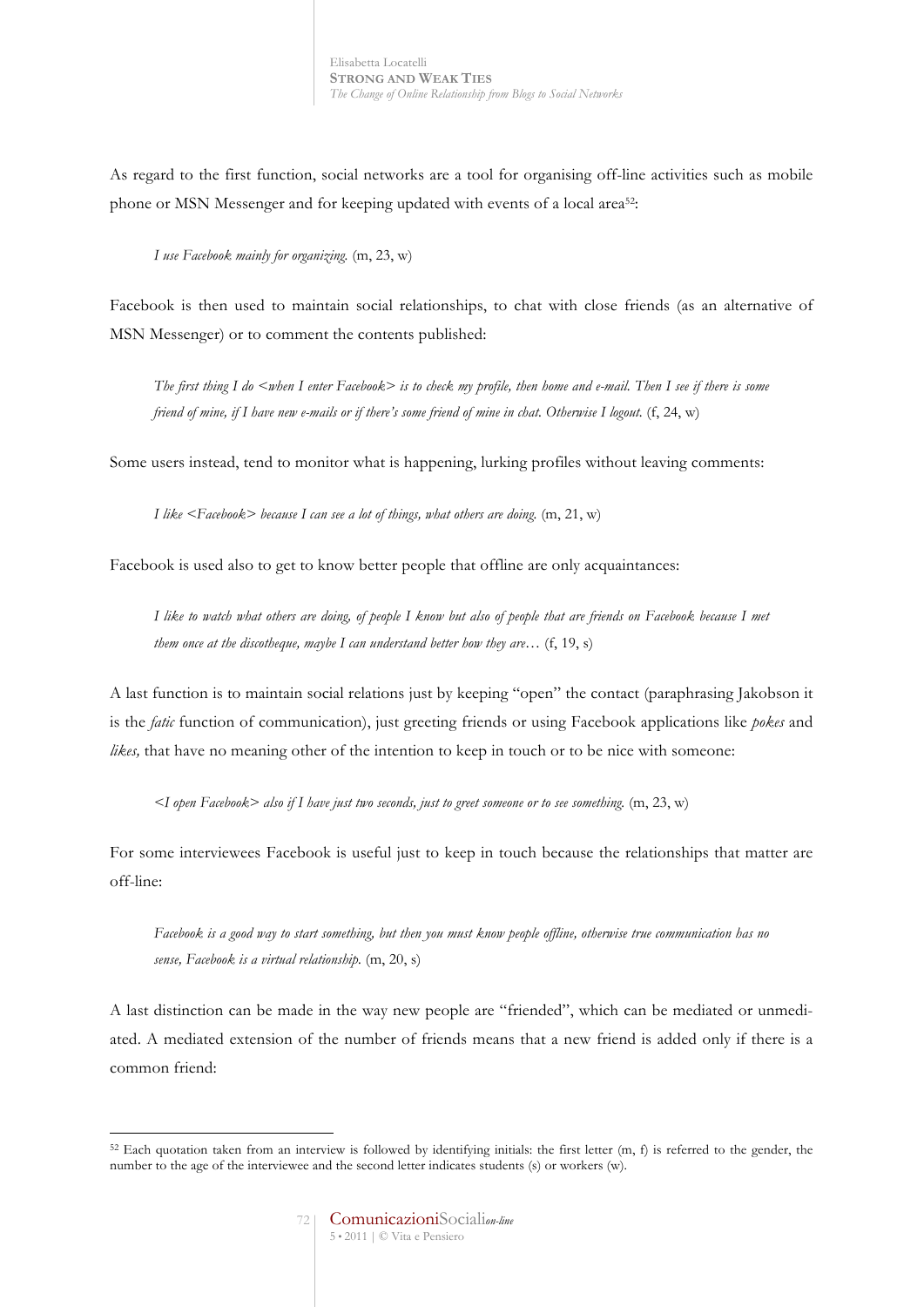As regard to the first function, social networks are a tool for organising off-line activities such as mobile phone or MSN Messenger and for keeping updated with events of a local area[52]:

> *I use Facebook mainly for organizing.* (m, 23, w)

Facebook is then used to maintain social relationships, to chat with close friends (as an alternative of MSN Messenger) or to comment the contents published:

> *The first thing I do <when I enter Facebook> is to check my profile, then home and e-mail. Then I see if there is some friend of mine, if I have new e-mails or if there's some friend of mine in chat. Otherwise I logout.* (f, 24, w)

Some users instead, tend to monitor what is happening, lurking profiles without leaving comments:

> *I like <Facebook> because I can see a lot of things, what others are doing.* (m, 21, w)

Facebook is used also to get to know better people that offline are only acquaintances:

> *I like to watch what others are doing, of people I know but also of people that are friends on Facebook because I met them once at the discotheque, maybe I can understand better how they are…* (f, 19, s)

A last function is to maintain social relations just by keeping "open" the contact (paraphrasing Jakobson it is the *fatic* function of communication), just greeting friends or using Facebook applications like *pokes* and *likes,* that have no meaning other of the intention to keep in touch or to be nice with someone:

> *<I open Facebook> also if I have just two seconds, just to greet someone or to see something.* (m, 23, w)

For some interviewees Facebook is useful just to keep in touch because the relationships that matter are off-line:

> *Facebook is a good way to start something, but then you must know people offline, otherwise true communication has no sense, Facebook is a virtual relationship.* (m, 20, s)

A last distinction can be made in the way new people are "friended", which can be mediated or unmediated. A mediated extension of the number of friends means that a new friend is added only if there is a common friend:

---

[52] Each quotation taken from an interview is followed by identifying initials: the first letter (m, f) is referred to the gender, the number to the age of the interviewee and the second letter indicates students (s) or workers (w).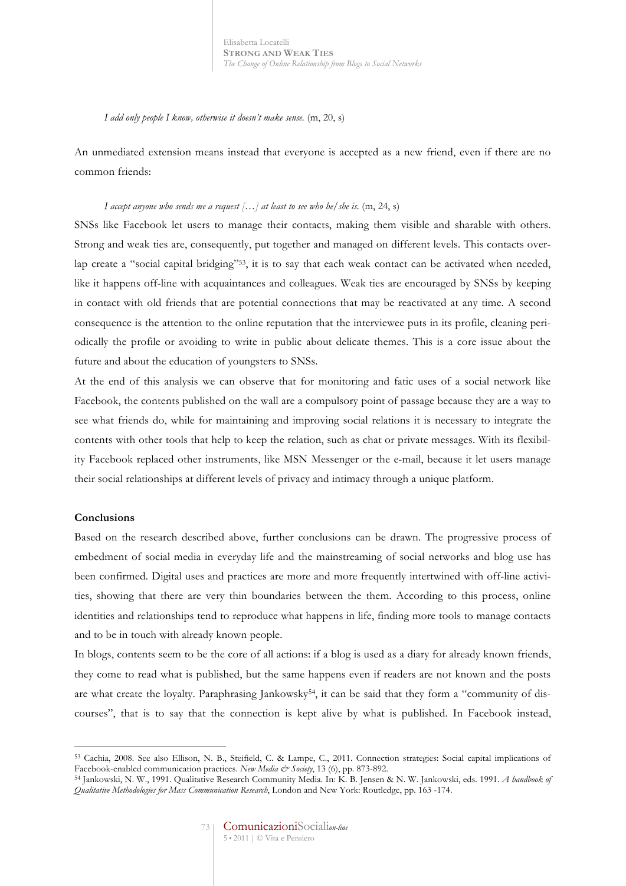*I add only people I know, otherwise it doesn't make sense.* (m, 20, s)

An unmediated extension means instead that everyone is accepted as a new friend, even if there are no common friends:

*I accept anyone who sends me a request […] at least to see who he/she is.* (m, 24, s)

SNSs like Facebook let users to manage their contacts, making them visible and sharable with others. Strong and weak ties are, consequently, put together and managed on different levels. This contacts overlap create a "social capital bridging"[53], it is to say that each weak contact can be activated when needed, like it happens off-line with acquaintances and colleagues. Weak ties are encouraged by SNSs by keeping in contact with old friends that are potential connections that may be reactivated at any time. A second consequence is the attention to the online reputation that the interviewee puts in its profile, cleaning periodically the profile or avoiding to write in public about delicate themes. This is a core issue about the future and about the education of youngsters to SNSs.

At the end of this analysis we can observe that for monitoring and fatic uses of a social network like Facebook, the contents published on the wall are a compulsory point of passage because they are a way to see what friends do, while for maintaining and improving social relations it is necessary to integrate the contents with other tools that help to keep the relation, such as chat or private messages. With its flexibility Facebook replaced other instruments, like MSN Messenger or the e-mail, because it let users manage their social relationships at different levels of privacy and intimacy through a unique platform.

**Conclusions**

Based on the research described above, further conclusions can be drawn. The progressive process of embedment of social media in everyday life and the mainstreaming of social networks and blog use has been confirmed. Digital uses and practices are more and more frequently intertwined with off-line activities, showing that there are very thin boundaries between the them. According to this process, online identities and relationships tend to reproduce what happens in life, finding more tools to manage contacts and to be in touch with already known people.

In blogs, contents seem to be the core of all actions: if a blog is used as a diary for already known friends, they come to read what is published, but the same happens even if readers are not known and the posts are what create the loyalty. Paraphrasing Jankowsky[54], it can be said that they form a "community of discourses", that is to say that the connection is kept alive by what is published. In Facebook instead,

---

[53] Cachia, 2008. See also Ellison, N. B., Steifield, C. & Lampe, C., 2011. Connection strategies: Social capital implications of Facebook-enabled communication practices. *New Media & Society*, 13 (6), pp. 873-892.

[54] Jankowski, N. W., 1991. Qualitative Research Community Media. In: K. B. Jensen & N. W. Jankowski, eds. 1991. *A handbook of Qualitative Methodologies for Mass Communication Research*, London and New York: Routledge, pp. 163 -174.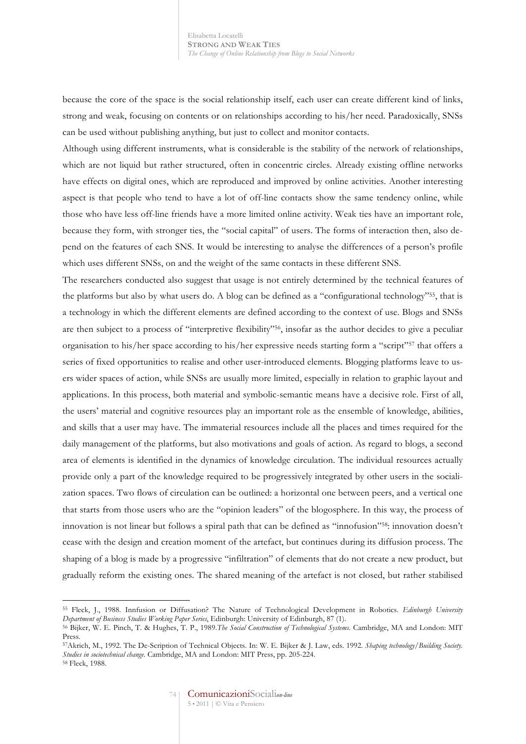because the core of the space is the social relationship itself, each user can create different kind of links, strong and weak, focusing on contents or on relationships according to his/her need. Paradoxically, SNSs can be used without publishing anything, but just to collect and monitor contacts.

Although using different instruments, what is considerable is the stability of the network of relationships, which are not liquid but rather structured, often in concentric circles. Already existing offline networks have effects on digital ones, which are reproduced and improved by online activities. Another interesting aspect is that people who tend to have a lot of off-line contacts show the same tendency online, while those who have less off-line friends have a more limited online activity. Weak ties have an important role, because they form, with stronger ties, the "social capital" of users. The forms of interaction then, also depend on the features of each SNS. It would be interesting to analyse the differences of a person's profile which uses different SNSs, on and the weight of the same contacts in these different SNS.

The researchers conducted also suggest that usage is not entirely determined by the technical features of the platforms but also by what users do. A blog can be defined as a "configurational technology"[55], that is a technology in which the different elements are defined according to the context of use. Blogs and SNSs are then subject to a process of "interpretive flexibility"[56], insofar as the author decides to give a peculiar organisation to his/her space according to his/her expressive needs starting form a "script"[57] that offers a series of fixed opportunities to realise and other user-introduced elements. Blogging platforms leave to users wider spaces of action, while SNSs are usually more limited, especially in relation to graphic layout and applications. In this process, both material and symbolic-semantic means have a decisive role. First of all, the users' material and cognitive resources play an important role as the ensemble of knowledge, abilities, and skills that a user may have. The immaterial resources include all the places and times required for the daily management of the platforms, but also motivations and goals of action. As regard to blogs, a second area of elements is identified in the dynamics of knowledge circulation. The individual resources actually provide only a part of the knowledge required to be progressively integrated by other users in the socialization spaces. Two flows of circulation can be outlined: a horizontal one between peers, and a vertical one that starts from those users who are the "opinion leaders" of the blogosphere. In this way, the process of innovation is not linear but follows a spiral path that can be defined as "innofusion"[58]: innovation doesn't cease with the design and creation moment of the artefact, but continues during its diffusion process. The shaping of a blog is made by a progressive "infiltration" of elements that do not create a new product, but gradually reform the existing ones. The shared meaning of the artefact is not closed, but rather stabilised

---

[55] Fleck, J., 1988. Innfusion or Diffusation? The Nature of Technological Development in Robotics. *Edinburgh University Department of Business Studies Working Paper Series*, Edinburgh: University of Edinburgh, 87 (1).

[56] Bijker, W. E. Pinch, T. & Hughes, T. P., 1989.*The Social Construction of Technological Systems.* Cambridge, MA and London: MIT Press.

[57] Akrich, M., 1992. The De-Scription of Technical Objects. In: W. E. Bijker & J. Law, eds. 1992. *Shaping technology/Building Society. Studies in sociotechnical change.* Cambridge, MA and London: MIT Press, pp. 205-224.

[58] Fleck, 1988.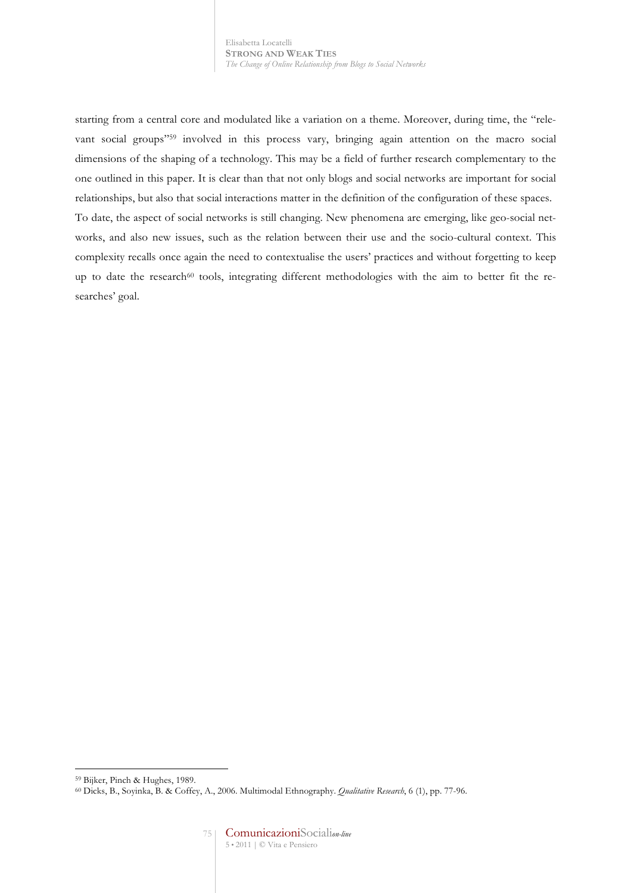starting from a central core and modulated like a variation on a theme. Moreover, during time, the "relevant social groups"[59] involved in this process vary, bringing again attention on the macro social dimensions of the shaping of a technology. This may be a field of further research complementary to the one outlined in this paper. It is clear than that not only blogs and social networks are important for social relationships, but also that social interactions matter in the definition of the configuration of these spaces.

To date, the aspect of social networks is still changing. New phenomena are emerging, like geo-social networks, and also new issues, such as the relation between their use and the socio-cultural context. This complexity recalls once again the need to contextualise the users' practices and without forgetting to keep up to date the research[60] tools, integrating different methodologies with the aim to better fit the researches' goal.

---

[59] Bijker, Pinch & Hughes, 1989.

[60] Dicks, B., Soyinka, B. & Coffey, A., 2006. Multimodal Ethnography. *Qualitative Research*, 6 (1), pp. 77-96.